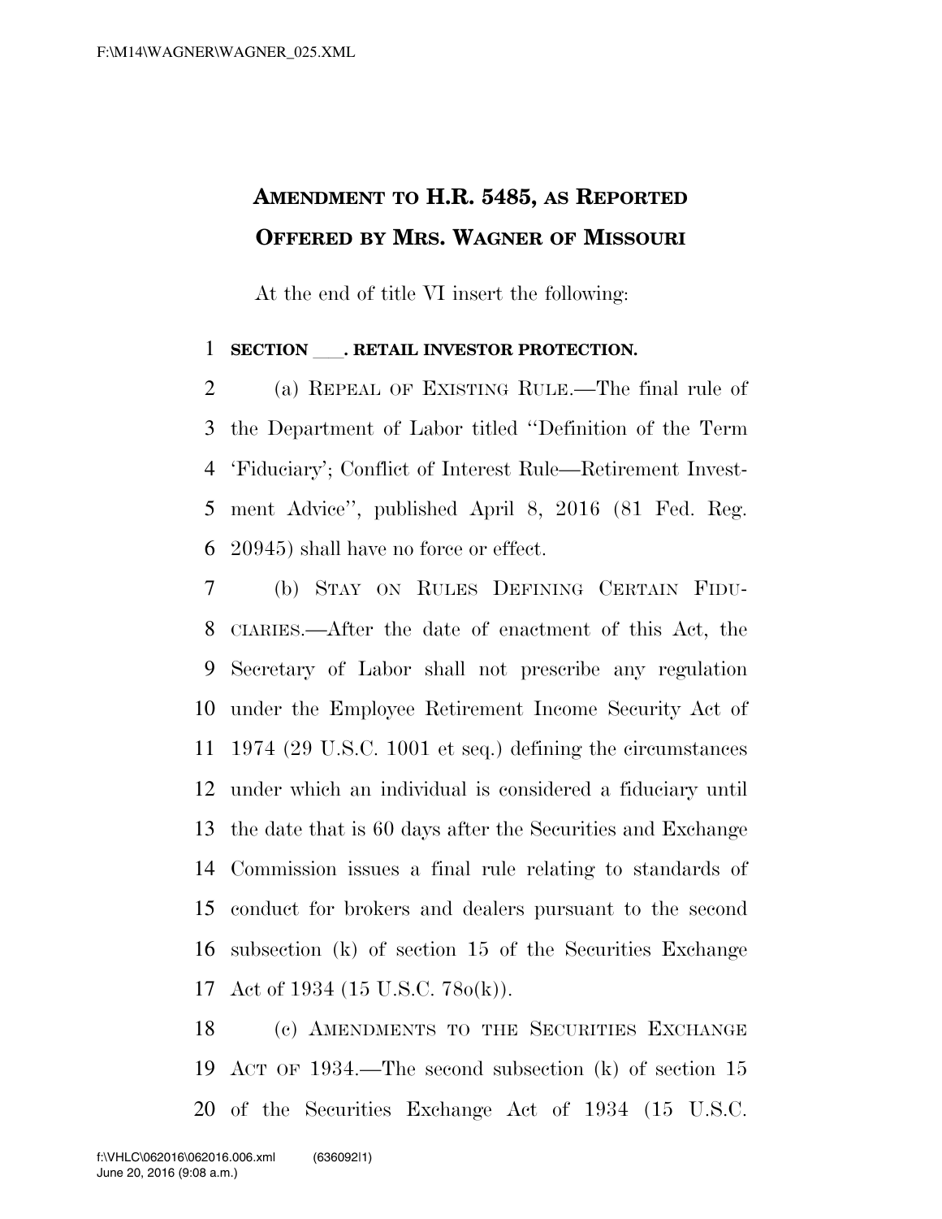# AMENDMENT TO H.R. 5485, AS REPORTED OFFERED BY MRS. WAGNER OF MISSOURI

At the end of title VI insert the following:

**SECTION \_\_\_. RETAIL INVESTOR PROTECTION.**

(a) REPEAL OF EXISTING RULE.—The final rule of the Department of Labor titled ''Definition of the Term 'Fiduciary'; Conflict of Interest Rule—Retirement Investment Advice'', published April 8, 2016 (81 Fed. Reg. 20945) shall have no force or effect.

(b) STAY ON RULES DEFINING CERTAIN FIDUCIARIES.—After the date of enactment of this Act, the Secretary of Labor shall not prescribe any regulation under the Employee Retirement Income Security Act of 1974 (29 U.S.C. 1001 et seq.) defining the circumstances under which an individual is considered a fiduciary until the date that is 60 days after the Securities and Exchange Commission issues a final rule relating to standards of conduct for brokers and dealers pursuant to the second subsection (k) of section 15 of the Securities Exchange Act of 1934 (15 U.S.C. 78o(k)).

(c) AMENDMENTS TO THE SECURITIES EXCHANGE ACT OF 1934.—The second subsection (k) of section 15 of the Securities Exchange Act of 1934 (15 U.S.C.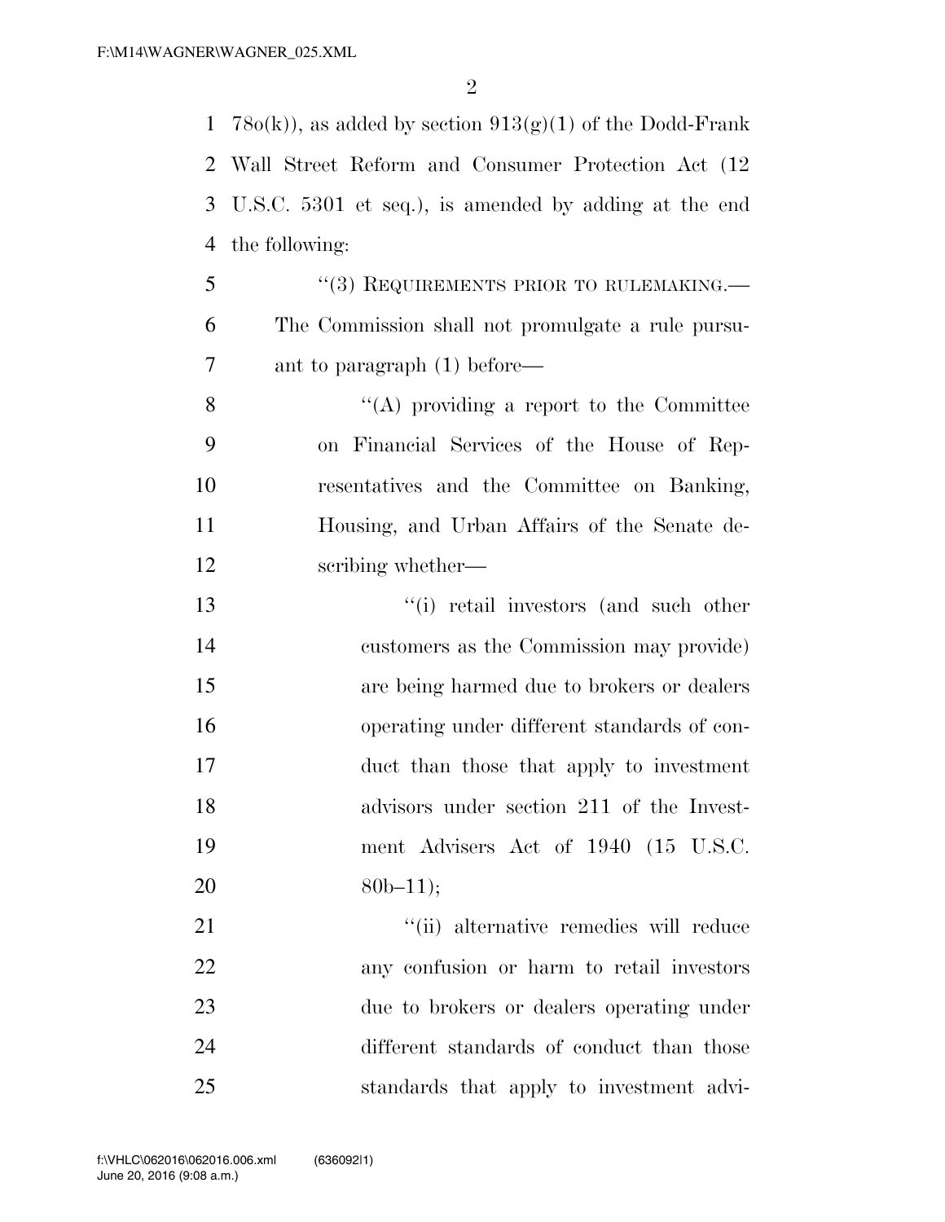78o(k)), as added by section 913(g)(1) of the Dodd-Frank Wall Street Reform and Consumer Protection Act (12 U.S.C. 5301 et seq.), is amended by adding at the end the following:

"(3) REQUIREMENTS PRIOR TO RULEMAKING.—The Commission shall not promulgate a rule pursuant to paragraph (1) before—

"(A) providing a report to the Committee on Financial Services of the House of Representatives and the Committee on Banking, Housing, and Urban Affairs of the Senate describing whether—

"(i) retail investors (and such other customers as the Commission may provide) are being harmed due to brokers or dealers operating under different standards of conduct than those that apply to investment advisors under section 211 of the Investment Advisers Act of 1940 (15 U.S.C. 80b–11);

"(ii) alternative remedies will reduce any confusion or harm to retail investors due to brokers or dealers operating under different standards of conduct than those standards that apply to investment advi-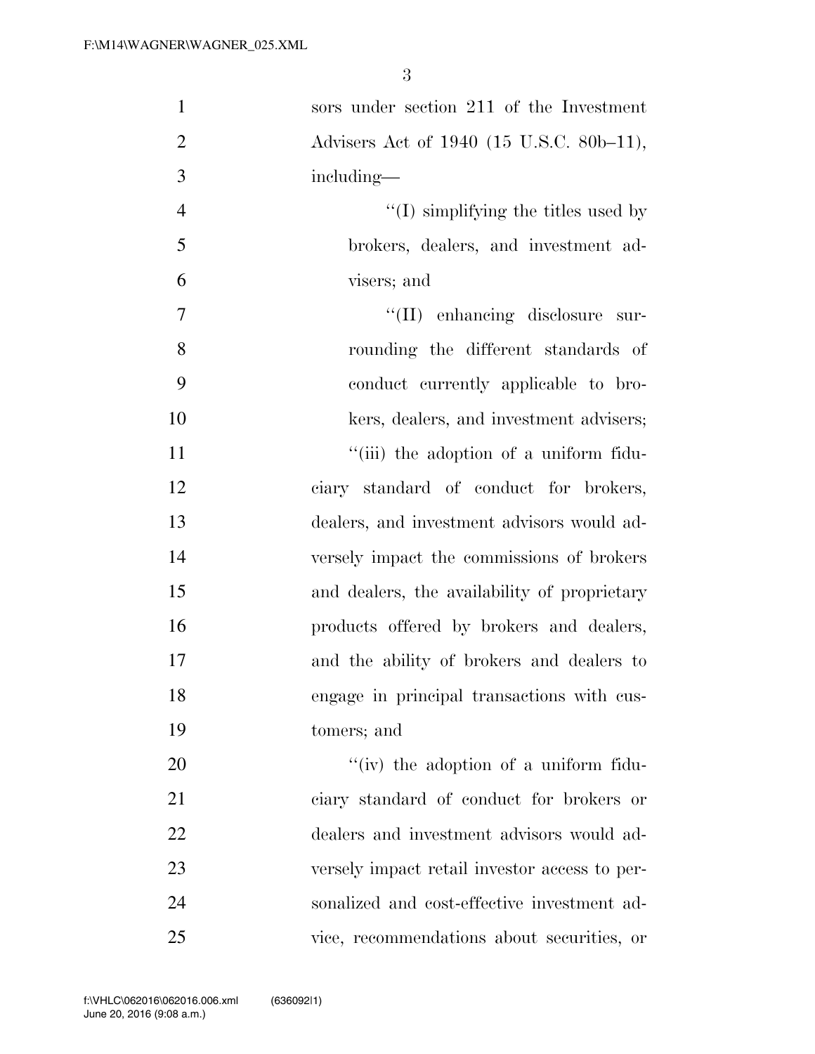sors under section 211 of the Investment Advisers Act of 1940 (15 U.S.C. 80b–11), including—

''(I) simplifying the titles used by brokers, dealers, and investment advisers; and

''(II) enhancing disclosure surrounding the different standards of conduct currently applicable to brokers, dealers, and investment advisers;

''(iii) the adoption of a uniform fiduciary standard of conduct for brokers, dealers, and investment advisors would adversely impact the commissions of brokers and dealers, the availability of proprietary products offered by brokers and dealers, and the ability of brokers and dealers to engage in principal transactions with customers; and

''(iv) the adoption of a uniform fiduciary standard of conduct for brokers or dealers and investment advisors would adversely impact retail investor access to personalized and cost-effective investment advice, recommendations about securities, or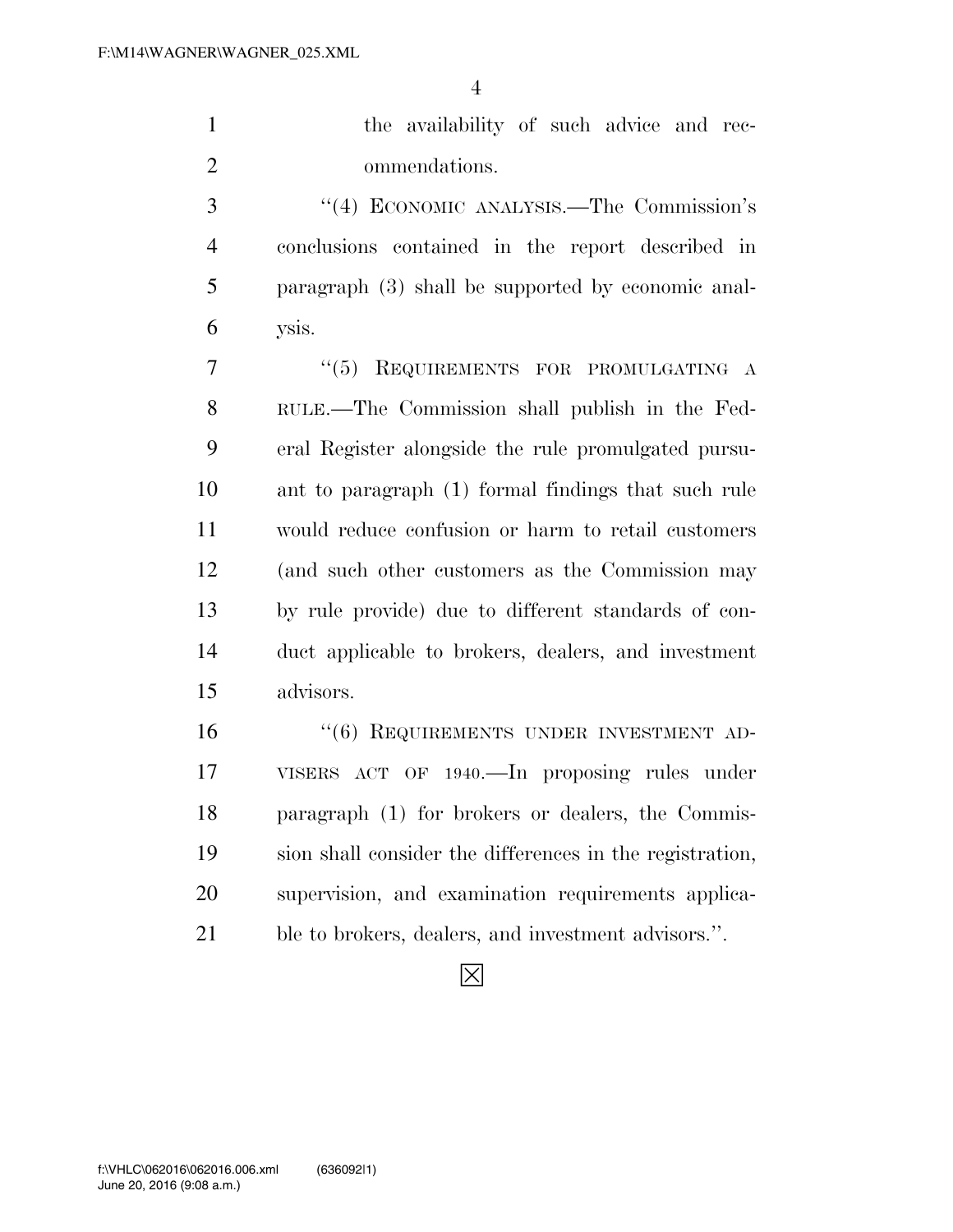the availability of such advice and recommendations.

''(4) ECONOMIC ANALYSIS.—The Commission's conclusions contained in the report described in paragraph (3) shall be supported by economic analysis.

''(5) REQUIREMENTS FOR PROMULGATING A RULE.—The Commission shall publish in the Federal Register alongside the rule promulgated pursuant to paragraph (1) formal findings that such rule would reduce confusion or harm to retail customers (and such other customers as the Commission may by rule provide) due to different standards of conduct applicable to brokers, dealers, and investment advisors.

''(6) REQUIREMENTS UNDER INVESTMENT ADVISERS ACT OF 1940.—In proposing rules under paragraph (1) for brokers or dealers, the Commission shall consider the differences in the registration, supervision, and examination requirements applicable to brokers, dealers, and investment advisors.''.